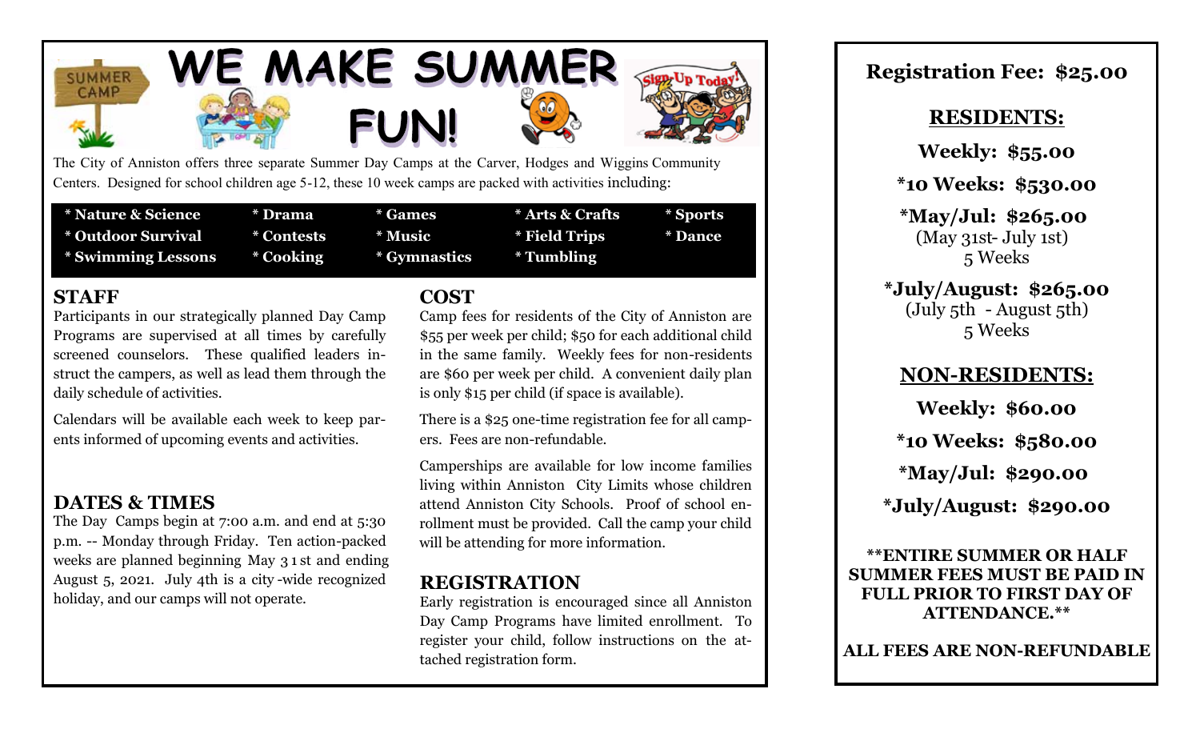# WE MAKE SUMMER FUN!

The City of Anniston offers three separate Summer Day Camps at the Carver, Hodges and Wiggins Community Centers. Designed for school children age 5-12, these 10 week camps are packed with activities including:

| | | | | |
|---|---|---|---|---|
| * Nature & Science | * Drama | * Games | * Arts & Crafts | * Sports |
| * Outdoor Survival | * Contests | * Music | * Field Trips | * Dance |
| * Swimming Lessons | * Cooking | * Gymnastics | * Tumbling | |

## STAFF

Participants in our strategically planned Day Camp Programs are supervised at all times by carefully screened counselors. These qualified leaders instruct the campers, as well as lead them through the daily schedule of activities.

Calendars will be available each week to keep parents informed of upcoming events and activities.

## DATES & TIMES

The Day Camps begin at 7:00 a.m. and end at 5:30 p.m. -- Monday through Friday. Ten action-packed weeks are planned beginning May 31st and ending August 5, 2021. July 4th is a city-wide recognized holiday, and our camps will not operate.

## COST

Camp fees for residents of the City of Anniston are $55 per week per child; $50 for each additional child in the same family. Weekly fees for non-residents are $60 per week per child. A convenient daily plan is only $15 per child (if space is available).

There is a $25 one-time registration fee for all campers. Fees are non-refundable.

Camperships are available for low income families living within Anniston City Limits whose children attend Anniston City Schools. Proof of school enrollment must be provided. Call the camp your child will be attending for more information.

## REGISTRATION

Early registration is encouraged since all Anniston Day Camp Programs have limited enrollment. To register your child, follow instructions on the attached registration form.

**Registration Fee: $25.00**

## RESIDENTS:

**Weekly: $55.00**

**\*10 Weeks: $530.00**

**\*May/Jul: $265.00**
(May 31st- July 1st)
5 Weeks

**\*July/August: $265.00**
(July 5th - August 5th)
5 Weeks

## NON-RESIDENTS:

**Weekly: $60.00**

**\*10 Weeks: $580.00**

**\*May/Jul: $290.00**

**\*July/August: $290.00**

**\*\*ENTIRE SUMMER OR HALF SUMMER FEES MUST BE PAID IN FULL PRIOR TO FIRST DAY OF ATTENDANCE.\*\***

**ALL FEES ARE NON-REFUNDABLE**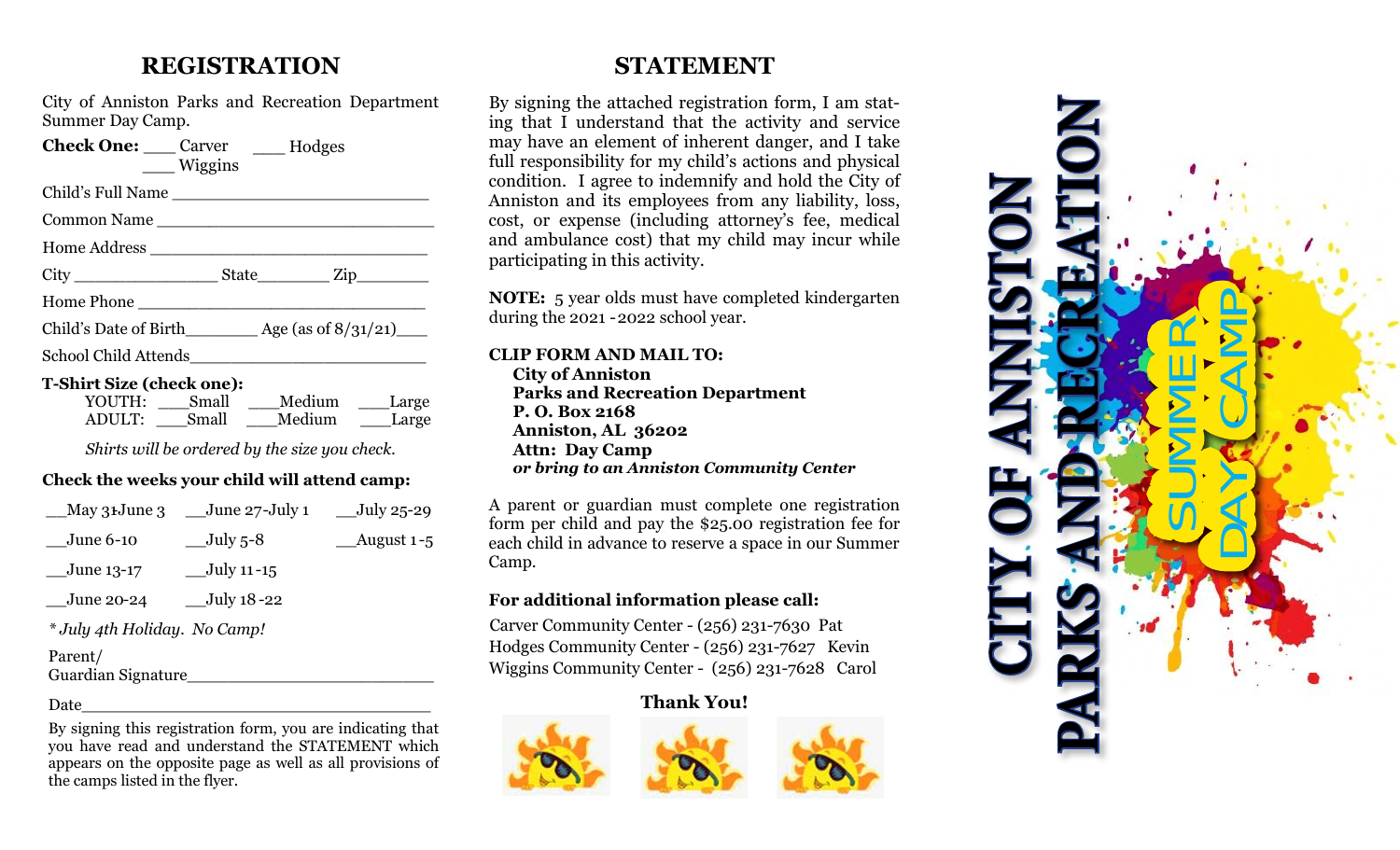## REGISTRATION

City of Anniston Parks and Recreation Department Summer Day Camp.

**Check One:** ___ Carver ___ Hodges ___ Wiggins

Child's Full Name ___________________________

Common Name ___________________________

Home Address ___________________________

City _______________ State________ Zip________

Home Phone ___________________________

Child's Date of Birth_______ Age (as of 8/31/21)___

School Child Attends_______________________

**T-Shirt Size (check one):**

YOUTH: ___Small ___Medium ___Large
ADULT: ___Small ___Medium ___Large

*Shirts will be ordered by the size you check.*

**Check the weeks your child will attend camp:**

| | | |
|---|---|---|
| __May 31-June 3 | __June 27-July 1 | __July 25-29 |
| __June 6-10 | __July 5-8 | __August 1-5 |
| __June 13-17 | __July 11-15 | |
| __June 20-24 | __July 18-22 | |

*\* July 4th Holiday. No Camp!*

Parent/
Guardian Signature_______________________

Date_________________________________

By signing this registration form, you are indicating that you have read and understand the STATEMENT which appears on the opposite page as well as all provisions of the camps listed in the flyer.

## STATEMENT

By signing the attached registration form, I am stating that I understand that the activity and service may have an element of inherent danger, and I take full responsibility for my child's actions and physical condition. I agree to indemnify and hold the City of Anniston and its employees from any liability, loss, cost, or expense (including attorney's fee, medical and ambulance cost) that my child may incur while participating in this activity.

**NOTE:** 5 year olds must have completed kindergarten during the 2021 -2022 school year.

**CLIP FORM AND MAIL TO:**
**City of Anniston**
**Parks and Recreation Department**
**P. O. Box 2168**
**Anniston, AL 36202**
**Attn: Day Camp**
***or bring to an Anniston Community Center***

A parent or guardian must complete one registration form per child and pay the $25.00 registration fee for each child in advance to reserve a space in our Summer Camp.

**For additional information please call:**

Carver Community Center - (256) 231-7630 Pat
Hodges Community Center - (256) 231-7627 Kevin
Wiggins Community Center - (256) 231-7628 Carol

**Thank You!**

# CITY OF ANNISTON PARKS AND RECREATION

SUMMER DAY CAMP